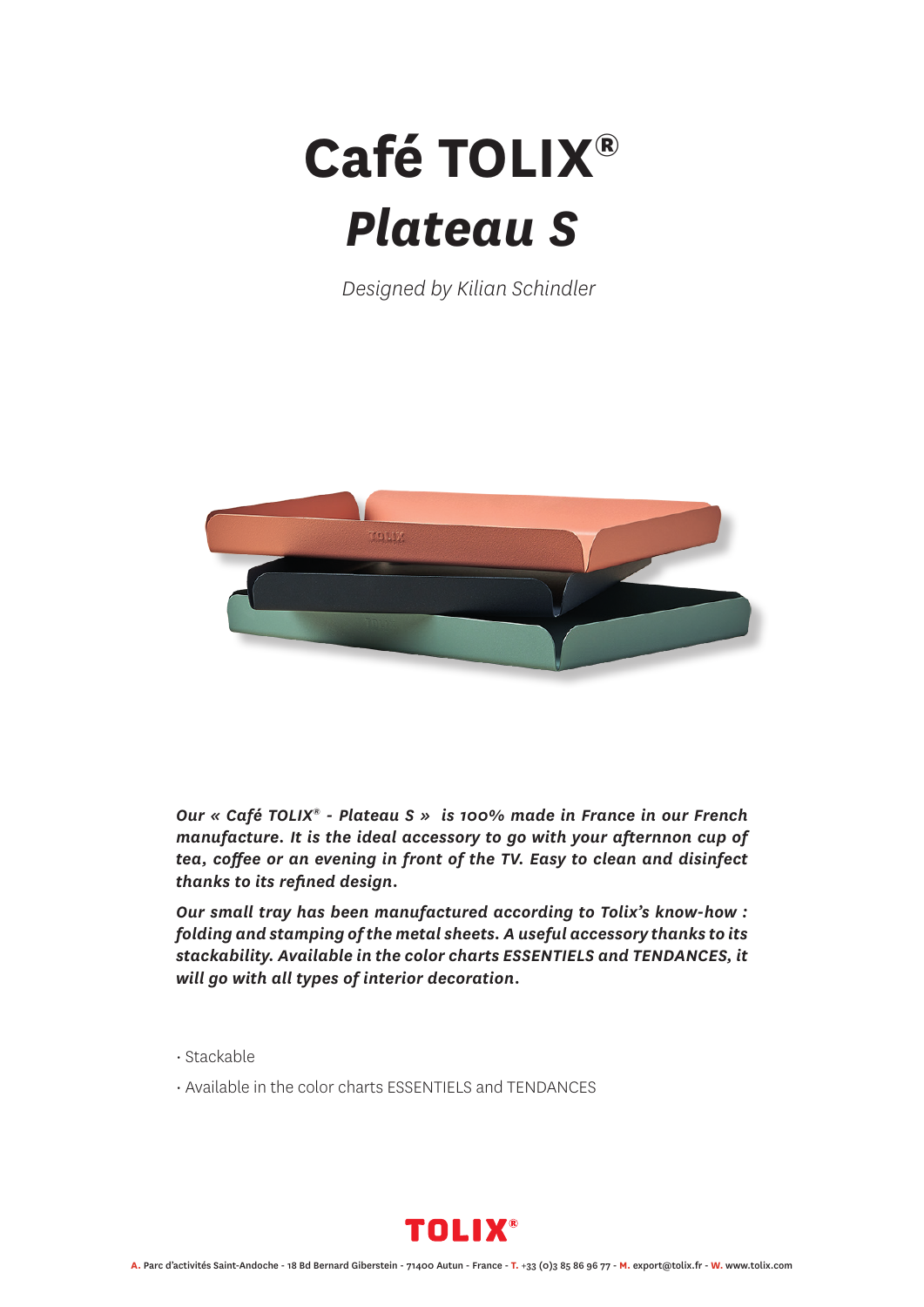# Café TOLIX®

# *Plateau S*

*Designed by Kilian Schindler*

***Our « Café TOLIX® - Plateau S » is 100% made in France in our French manufacture. It is the ideal accessory to go with your afternnon cup of tea, coffee or an evening in front of the TV. Easy to clean and disinfect thanks to its refined design.***

***Our small tray has been manufactured according to Tolix's know-how : folding and stamping of the metal sheets. A useful accessory thanks to its stackability. Available in the color charts ESSENTIELS and TENDANCES, it will go with all types of interior decoration.***

- Stackable
- Available in the color charts ESSENTIELS and TENDANCES

**TOLIX®**

**A.** Parc d'activités Saint-Andoche - 18 Bd Bernard Giberstein - 71400 Autun - France - **T.** +33 (0)3 85 86 96 77 - **M.** export@tolix.fr - **W.** www.tolix.com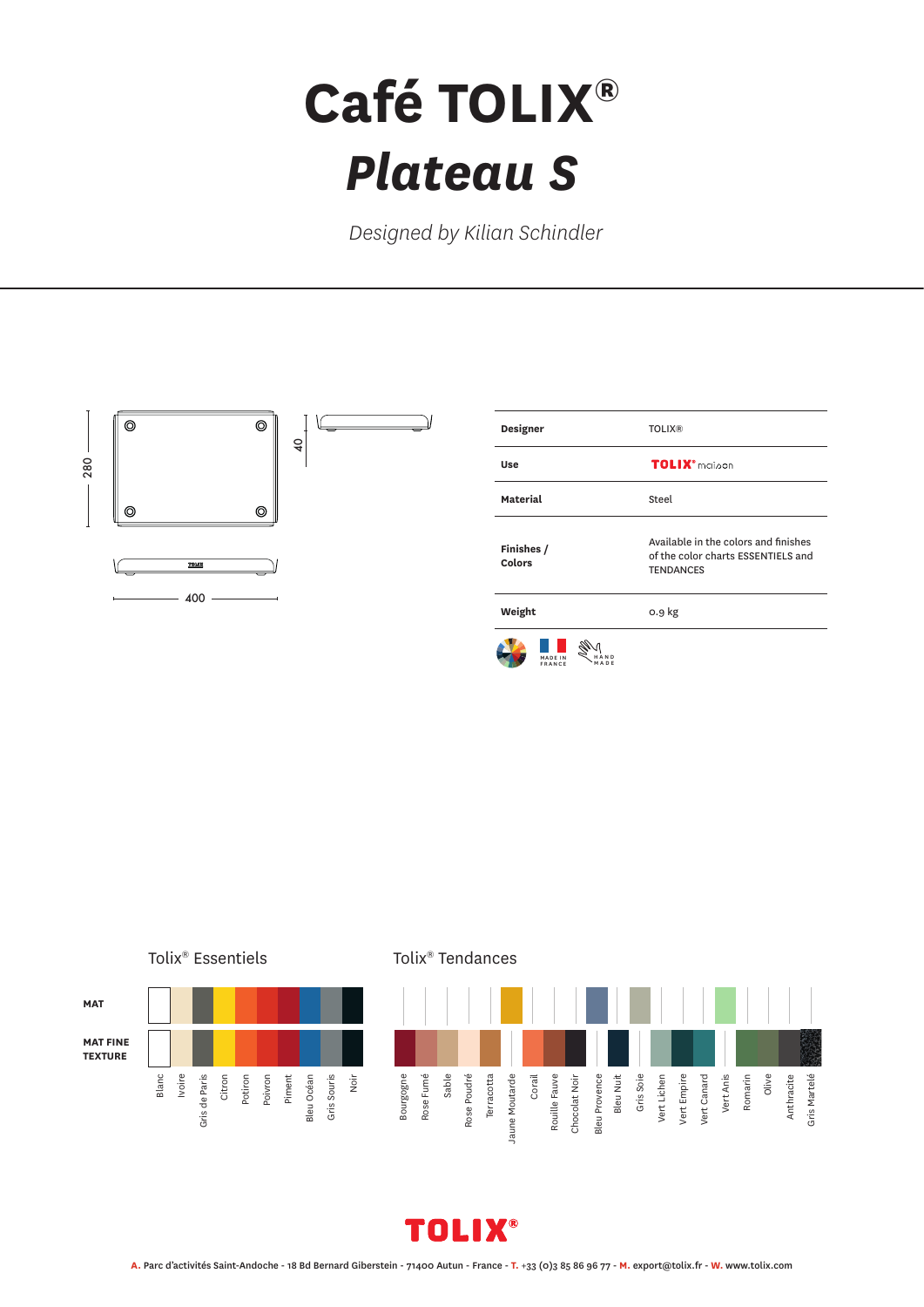# Café TOLIX®

## *Plateau S*

*Designed by Kilian Schindler*

280

40

400

| | |
|---|---|
| **Designer** | TOLIX® |
| **Use** | TOLIX® maison |
| **Material** | Steel |
| **Finishes / Colors** | Available in the colors and finishes of the color charts ESSENTIELS and TENDANCES |
| **Weight** | 0.9 kg |

MADE IN FRANCE

HAND MADE

Tolix® Essentiels

Tolix® Tendances

MAT

MAT FINE TEXTURE

Blanc, Ivoire, Gris de Paris, Citron, Potiron, Poivron, Piment, Bleu Océan, Gris Souris, Noir

Bourgogne, Rose Fumé, Sable, Rose Poudré, Terracotta, Jaune Moutarde, Corail, Rouille Fauve, Chocolat Noir, Bleu Provence, Bleu Nuit, Gris Soie, Vert Lichen, Vert Empire, Vert Canard, Vert Anis, Romarin, Olive, Anthracite, Gris Martelé

TOLIX®

**A.** Parc d'activités Saint-Andoche - 18 Bd Bernard Giberstein - 71400 Autun - France - **T.** +33 (0)3 85 86 96 77 - **M.** export@tolix.fr - **W.** www.tolix.com